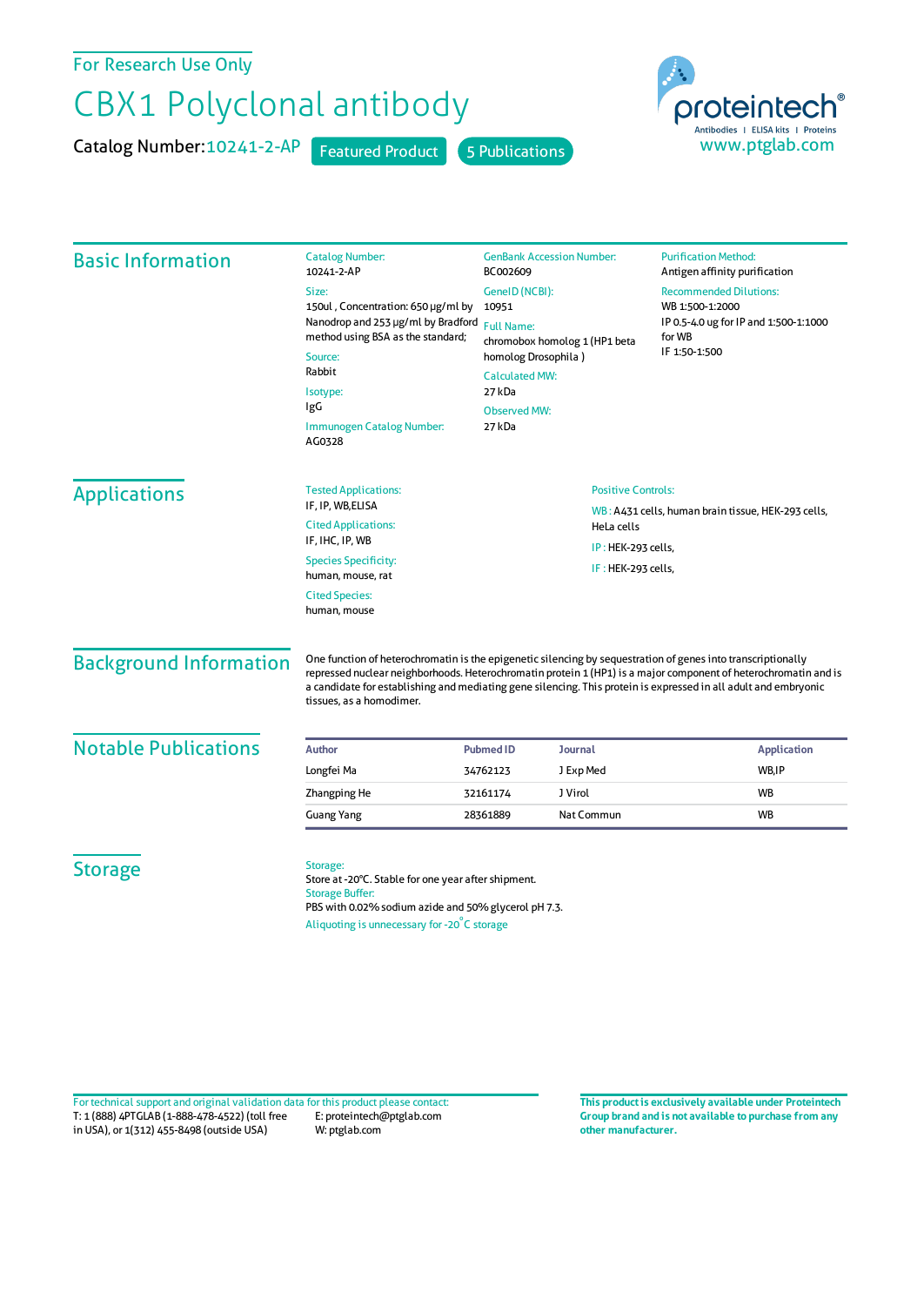For Research Use Only

# CBX1 Polyclonal antibody

**Catalog Number:** 10241-2-AP    Featured Product    5 Publications

proteintech®
Antibodies | ELISA kits | Proteins
www.ptglab.com

## Basic Information

**Catalog Number:**
10241-2-AP

**Size:**
150ul , Concentration: 650 μg/ml by Nanodrop and 253 μg/ml by Bradford method using BSA as the standard;

**Source:**
Rabbit

**Isotype:**
IgG

**Immunogen Catalog Number:**
AG0328

**GenBank Accession Number:**
BC002609

**GeneID (NCBI):**
10951

**Full Name:**
chromobox homolog 1 (HP1 beta homolog Drosophila )

**Calculated MW:**
27 kDa

**Observed MW:**
27 kDa

**Purification Method:**
Antigen affinity purification

**Recommended Dilutions:**
WB 1:500-1:2000
IP 0.5-4.0 ug for IP and 1:500-1:1000 for WB
IF 1:50-1:500

## Applications

**Tested Applications:**
IF, IP, WB,ELISA

**Cited Applications:**
IF, IHC, IP, WB

**Species Specificity:**
human, mouse, rat

**Cited Species:**
human, mouse

**Positive Controls:**

WB : A431 cells, human brain tissue, HEK-293 cells, HeLa cells

IP : HEK-293 cells,

IF : HEK-293 cells,

## Background Information

One function of heterochromatin is the epigenetic silencing by sequestration of genes into transcriptionally repressed nuclear neighborhoods. Heterochromatin protein 1 (HP1) is a major component of heterochromatin and is a candidate for establishing and mediating gene silencing. This protein is expressed in all adult and embryonic tissues, as a homodimer.

## Notable Publications

| Author | Pubmed ID | Journal | Application |
|---|---|---|---|
| Longfei Ma | 34762123 | J Exp Med | WB,IP |
| Zhangping He | 32161174 | J Virol | WB |
| Guang Yang | 28361889 | Nat Commun | WB |

## Storage

**Storage:**
Store at -20°C. Stable for one year after shipment.

**Storage Buffer:**
PBS with 0.02% sodium azide and 50% glycerol pH 7.3.

Aliquoting is unnecessary for -20°C storage

For technical support and original validation data for this product please contact:
T: 1 (888) 4PTGLAB (1-888-478-4522) (toll free in USA), or 1(312) 455-8498 (outside USA)
E: proteintech@ptglab.com
W: ptglab.com

**This product is exclusively available under Proteintech Group brand and is not available to purchase from any other manufacturer.**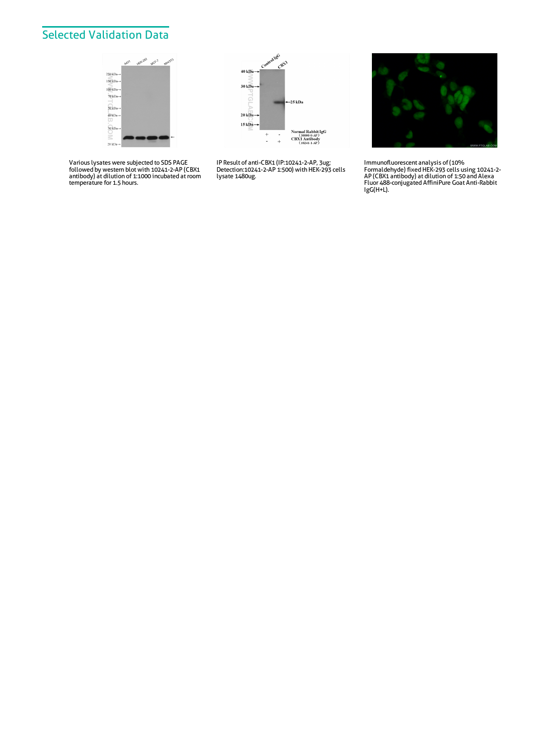## Selected Validation Data

A431 HEK-293 MCF-7 NIH/3T3

250 kDa→
150 kDa→
100 kDa→
70 kDa→
50 kDa→
40 kDa→
30 kDa→
20 kDa→

Various lysates were subjected to SDS PAGE followed by western blot with 10241-2-AP (CBX1 antibody) at dilution of 1:1000 incubated at room temperature for 1.5 hours.

Control IgG CBX1

40 kDa→
30 kDa→
20 kDa→
15 kDa→
←25 kDa

Normal Rabbit IgG (30000-0-AP) + -
CBX1 Antibody (10241-1-AP) - +

IP Result of anti-CBX1 (IP:10241-2-AP, 3ug; Detection:10241-2-AP 1:500) with HEK-293 cells lysate 1480ug.

Immunofluorescent analysis of (10% Formaldehyde) fixed HEK-293 cells using 10241-2-AP (CBX1 antibody) at dilution of 1:50 and Alexa Fluor 488-conjugated AffiniPure Goat Anti-Rabbit IgG(H+L).